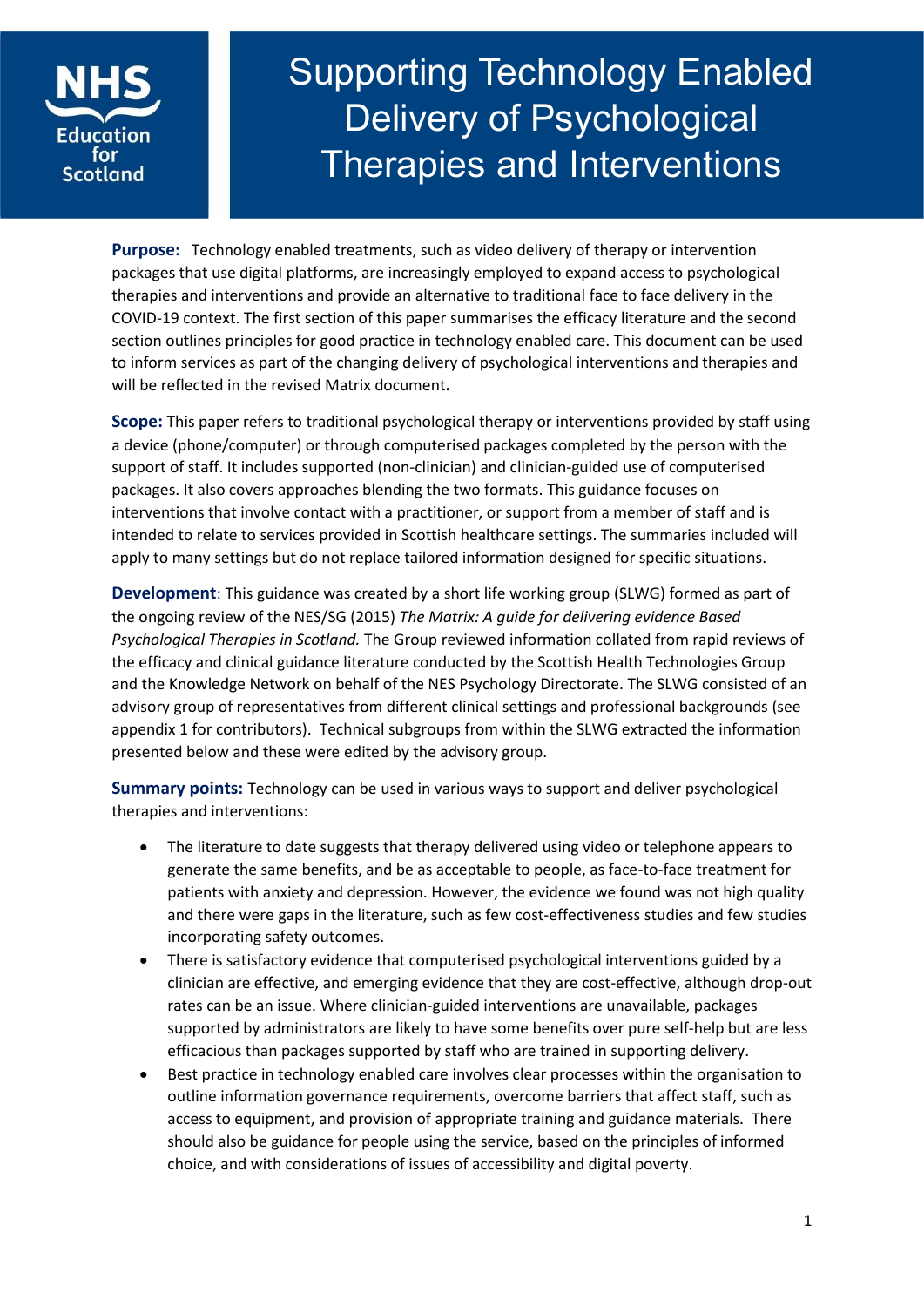NHS Education for Scotland

# Supporting Technology Enabled Delivery of Psychological Therapies and Interventions

**Purpose:** Technology enabled treatments, such as video delivery of therapy or intervention packages that use digital platforms, are increasingly employed to expand access to psychological therapies and interventions and provide an alternative to traditional face to face delivery in the COVID-19 context. The first section of this paper summarises the efficacy literature and the second section outlines principles for good practice in technology enabled care. This document can be used to inform services as part of the changing delivery of psychological interventions and therapies and will be reflected in the revised Matrix document**.**

**Scope:** This paper refers to traditional psychological therapy or interventions provided by staff using a device (phone/computer) or through computerised packages completed by the person with the support of staff. It includes supported (non-clinician) and clinician-guided use of computerised packages. It also covers approaches blending the two formats. This guidance focuses on interventions that involve contact with a practitioner, or support from a member of staff and is intended to relate to services provided in Scottish healthcare settings. The summaries included will apply to many settings but do not replace tailored information designed for specific situations.

**Development**: This guidance was created by a short life working group (SLWG) formed as part of the ongoing review of the NES/SG (2015) *The Matrix: A guide for delivering evidence Based Psychological Therapies in Scotland.* The Group reviewed information collated from rapid reviews of the efficacy and clinical guidance literature conducted by the Scottish Health Technologies Group and the Knowledge Network on behalf of the NES Psychology Directorate. The SLWG consisted of an advisory group of representatives from different clinical settings and professional backgrounds (see appendix 1 for contributors). Technical subgroups from within the SLWG extracted the information presented below and these were edited by the advisory group.

**Summary points:** Technology can be used in various ways to support and deliver psychological therapies and interventions:

- The literature to date suggests that therapy delivered using video or telephone appears to generate the same benefits, and be as acceptable to people, as face-to-face treatment for patients with anxiety and depression. However, the evidence we found was not high quality and there were gaps in the literature, such as few cost-effectiveness studies and few studies incorporating safety outcomes.
- There is satisfactory evidence that computerised psychological interventions guided by a clinician are effective, and emerging evidence that they are cost-effective, although drop-out rates can be an issue. Where clinician-guided interventions are unavailable, packages supported by administrators are likely to have some benefits over pure self-help but are less efficacious than packages supported by staff who are trained in supporting delivery.
- Best practice in technology enabled care involves clear processes within the organisation to outline information governance requirements, overcome barriers that affect staff, such as access to equipment, and provision of appropriate training and guidance materials. There should also be guidance for people using the service, based on the principles of informed choice, and with considerations of issues of accessibility and digital poverty.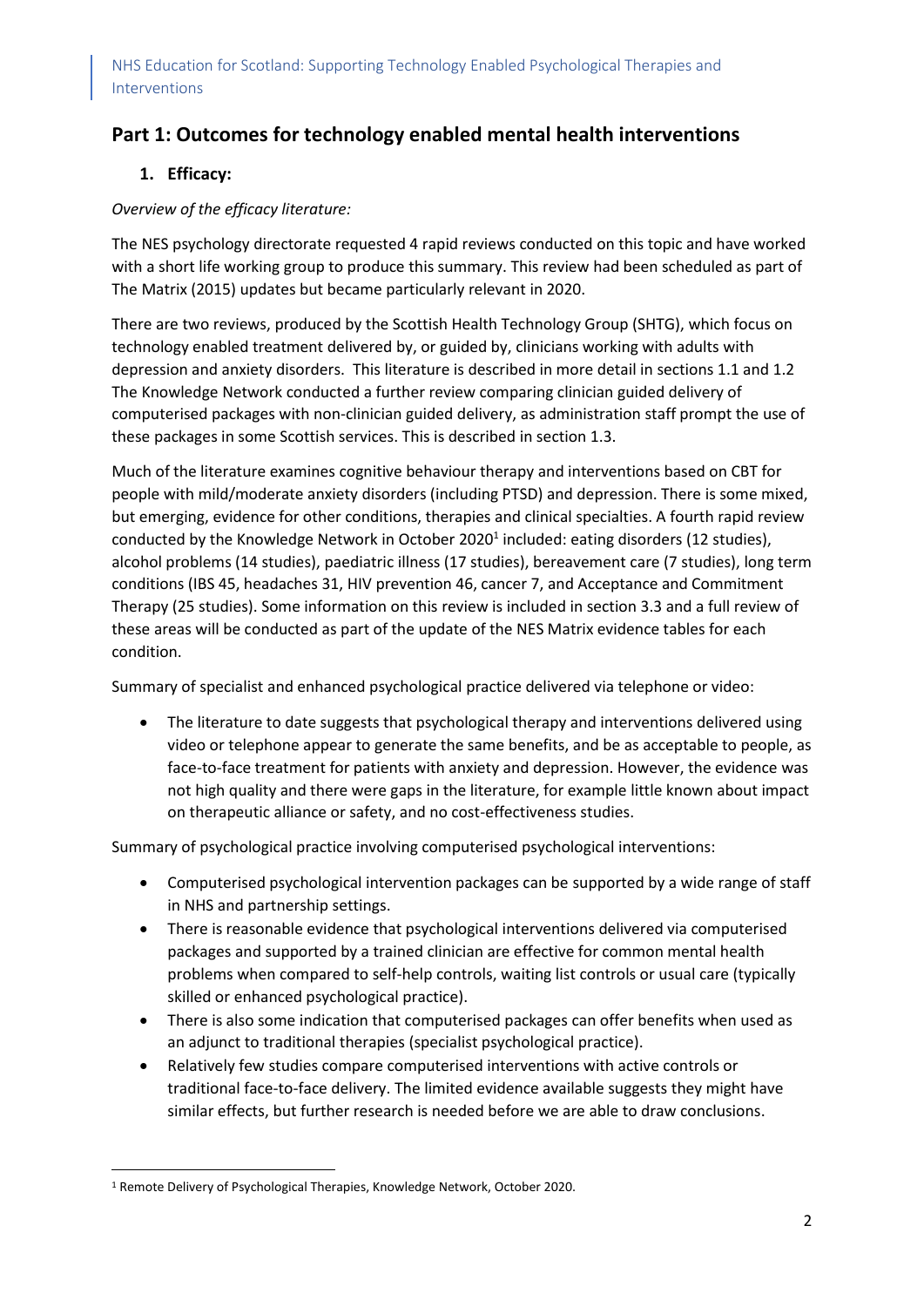## Part 1: Outcomes for technology enabled mental health interventions

### 1. Efficacy:

*Overview of the efficacy literature:*

The NES psychology directorate requested 4 rapid reviews conducted on this topic and have worked with a short life working group to produce this summary. This review had been scheduled as part of The Matrix (2015) updates but became particularly relevant in 2020.

There are two reviews, produced by the Scottish Health Technology Group (SHTG), which focus on technology enabled treatment delivered by, or guided by, clinicians working with adults with depression and anxiety disorders. This literature is described in more detail in sections 1.1 and 1.2 The Knowledge Network conducted a further review comparing clinician guided delivery of computerised packages with non-clinician guided delivery, as administration staff prompt the use of these packages in some Scottish services. This is described in section 1.3.

Much of the literature examines cognitive behaviour therapy and interventions based on CBT for people with mild/moderate anxiety disorders (including PTSD) and depression. There is some mixed, but emerging, evidence for other conditions, therapies and clinical specialties. A fourth rapid review conducted by the Knowledge Network in October 2020[1] included: eating disorders (12 studies), alcohol problems (14 studies), paediatric illness (17 studies), bereavement care (7 studies), long term conditions (IBS 45, headaches 31, HIV prevention 46, cancer 7, and Acceptance and Commitment Therapy (25 studies). Some information on this review is included in section 3.3 and a full review of these areas will be conducted as part of the update of the NES Matrix evidence tables for each condition.

Summary of specialist and enhanced psychological practice delivered via telephone or video:

- The literature to date suggests that psychological therapy and interventions delivered using video or telephone appear to generate the same benefits, and be as acceptable to people, as face-to-face treatment for patients with anxiety and depression. However, the evidence was not high quality and there were gaps in the literature, for example little known about impact on therapeutic alliance or safety, and no cost-effectiveness studies.

Summary of psychological practice involving computerised psychological interventions:

- Computerised psychological intervention packages can be supported by a wide range of staff in NHS and partnership settings.
- There is reasonable evidence that psychological interventions delivered via computerised packages and supported by a trained clinician are effective for common mental health problems when compared to self-help controls, waiting list controls or usual care (typically skilled or enhanced psychological practice).
- There is also some indication that computerised packages can offer benefits when used as an adjunct to traditional therapies (specialist psychological practice).
- Relatively few studies compare computerised interventions with active controls or traditional face-to-face delivery. The limited evidence available suggests they might have similar effects, but further research is needed before we are able to draw conclusions.

---

[1] Remote Delivery of Psychological Therapies, Knowledge Network, October 2020.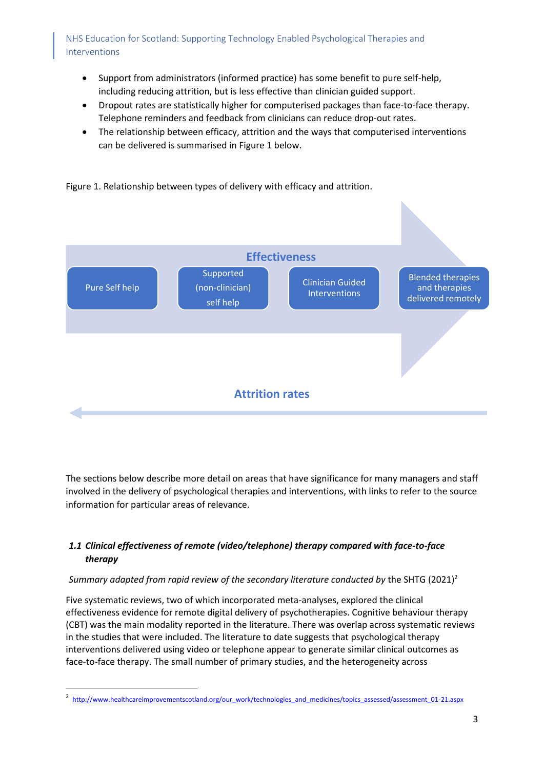- Support from administrators (informed practice) has some benefit to pure self-help, including reducing attrition, but is less effective than clinician guided support.
- Dropout rates are statistically higher for computerised packages than face-to-face therapy. Telephone reminders and feedback from clinicians can reduce drop-out rates.
- The relationship between efficacy, attrition and the ways that computerised interventions can be delivered is summarised in Figure 1 below.

Figure 1. Relationship between types of delivery with efficacy and attrition.

Effectiveness

Pure Self help

Supported (non-clinician) self help

Clinician Guided Interventions

Blended therapies and therapies delivered remotely

Attrition rates

The sections below describe more detail on areas that have significance for many managers and staff involved in the delivery of psychological therapies and interventions, with links to refer to the source information for particular areas of relevance.

### *1.1 Clinical effectiveness of remote (video/telephone) therapy compared with face-to-face therapy*

*Summary adapted from rapid review of the secondary literature conducted by* the SHTG (2021)[2]

Five systematic reviews, two of which incorporated meta-analyses, explored the clinical effectiveness evidence for remote digital delivery of psychotherapies. Cognitive behaviour therapy (CBT) was the main modality reported in the literature. There was overlap across systematic reviews in the studies that were included. The literature to date suggests that psychological therapy interventions delivered using video or telephone appear to generate similar clinical outcomes as face-to-face therapy. The small number of primary studies, and the heterogeneity across

[2] http://www.healthcareimprovementscotland.org/our_work/technologies_and_medicines/topics_assessed/assessment_01-21.aspx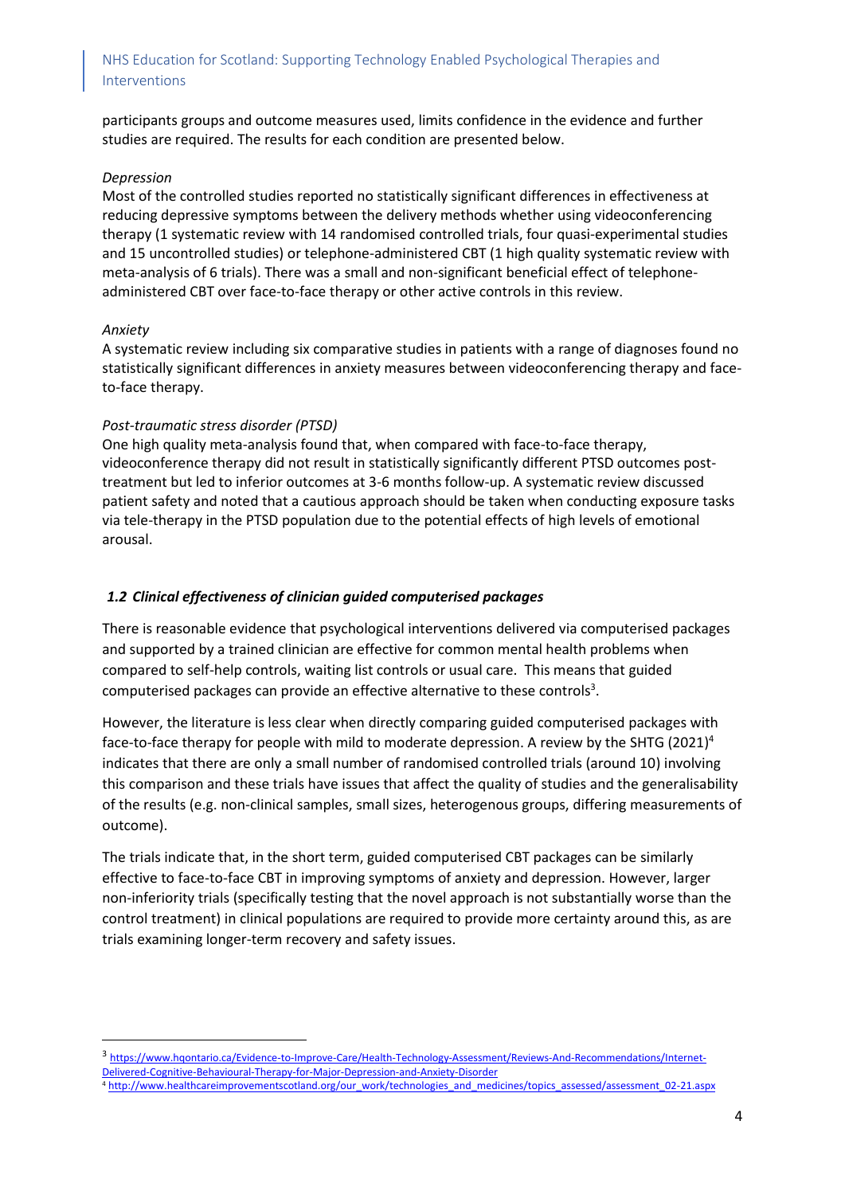participants groups and outcome measures used, limits confidence in the evidence and further studies are required. The results for each condition are presented below.

*Depression*

Most of the controlled studies reported no statistically significant differences in effectiveness at reducing depressive symptoms between the delivery methods whether using videoconferencing therapy (1 systematic review with 14 randomised controlled trials, four quasi-experimental studies and 15 uncontrolled studies) or telephone-administered CBT (1 high quality systematic review with meta-analysis of 6 trials). There was a small and non-significant beneficial effect of telephone-administered CBT over face-to-face therapy or other active controls in this review.

*Anxiety*

A systematic review including six comparative studies in patients with a range of diagnoses found no statistically significant differences in anxiety measures between videoconferencing therapy and face-to-face therapy.

*Post-traumatic stress disorder (PTSD)*

One high quality meta-analysis found that, when compared with face-to-face therapy, videoconference therapy did not result in statistically significantly different PTSD outcomes post-treatment but led to inferior outcomes at 3-6 months follow-up. A systematic review discussed patient safety and noted that a cautious approach should be taken when conducting exposure tasks via tele-therapy in the PTSD population due to the potential effects of high levels of emotional arousal.

### *1.2 Clinical effectiveness of clinician guided computerised packages*

There is reasonable evidence that psychological interventions delivered via computerised packages and supported by a trained clinician are effective for common mental health problems when compared to self-help controls, waiting list controls or usual care. This means that guided computerised packages can provide an effective alternative to these controls[3].

However, the literature is less clear when directly comparing guided computerised packages with face-to-face therapy for people with mild to moderate depression. A review by the SHTG (2021)[4] indicates that there are only a small number of randomised controlled trials (around 10) involving this comparison and these trials have issues that affect the quality of studies and the generalisability of the results (e.g. non-clinical samples, small sizes, heterogenous groups, differing measurements of outcome).

The trials indicate that, in the short term, guided computerised CBT packages can be similarly effective to face-to-face CBT in improving symptoms of anxiety and depression. However, larger non-inferiority trials (specifically testing that the novel approach is not substantially worse than the control treatment) in clinical populations are required to provide more certainty around this, as are trials examining longer-term recovery and safety issues.

---

[3] https://www.hqontario.ca/Evidence-to-Improve-Care/Health-Technology-Assessment/Reviews-And-Recommendations/Internet-Delivered-Cognitive-Behavioural-Therapy-for-Major-Depression-and-Anxiety-Disorder

[4] http://www.healthcareimprovementscotland.org/our_work/technologies_and_medicines/topics_assessed/assessment_02-21.aspx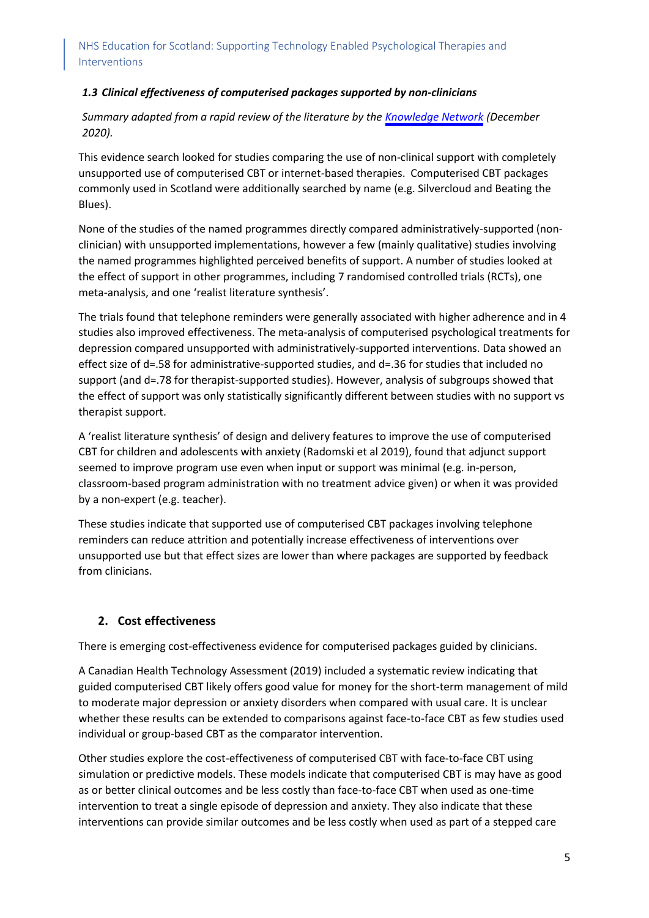### *1.3 Clinical effectiveness of computerised packages supported by non-clinicians*

*Summary adapted from a rapid review of the literature by the [Knowledge Network](Knowledge Network) (December 2020).*

This evidence search looked for studies comparing the use of non-clinical support with completely unsupported use of computerised CBT or internet-based therapies. Computerised CBT packages commonly used in Scotland were additionally searched by name (e.g. Silvercloud and Beating the Blues).

None of the studies of the named programmes directly compared administratively-supported (non-clinician) with unsupported implementations, however a few (mainly qualitative) studies involving the named programmes highlighted perceived benefits of support. A number of studies looked at the effect of support in other programmes, including 7 randomised controlled trials (RCTs), one meta-analysis, and one 'realist literature synthesis'.

The trials found that telephone reminders were generally associated with higher adherence and in 4 studies also improved effectiveness. The meta-analysis of computerised psychological treatments for depression compared unsupported with administratively-supported interventions. Data showed an effect size of d=.58 for administrative-supported studies, and d=.36 for studies that included no support (and d=.78 for therapist-supported studies). However, analysis of subgroups showed that the effect of support was only statistically significantly different between studies with no support vs therapist support.

A 'realist literature synthesis' of design and delivery features to improve the use of computerised CBT for children and adolescents with anxiety (Radomski et al 2019), found that adjunct support seemed to improve program use even when input or support was minimal (e.g. in-person, classroom-based program administration with no treatment advice given) or when it was provided by a non-expert (e.g. teacher).

These studies indicate that supported use of computerised CBT packages involving telephone reminders can reduce attrition and potentially increase effectiveness of interventions over unsupported use but that effect sizes are lower than where packages are supported by feedback from clinicians.

## 2. Cost effectiveness

There is emerging cost-effectiveness evidence for computerised packages guided by clinicians.

A Canadian Health Technology Assessment (2019) included a systematic review indicating that guided computerised CBT likely offers good value for money for the short-term management of mild to moderate major depression or anxiety disorders when compared with usual care. It is unclear whether these results can be extended to comparisons against face-to-face CBT as few studies used individual or group-based CBT as the comparator intervention.

Other studies explore the cost-effectiveness of computerised CBT with face-to-face CBT using simulation or predictive models. These models indicate that computerised CBT is may have as good as or better clinical outcomes and be less costly than face-to-face CBT when used as one-time intervention to treat a single episode of depression and anxiety. They also indicate that these interventions can provide similar outcomes and be less costly when used as part of a stepped care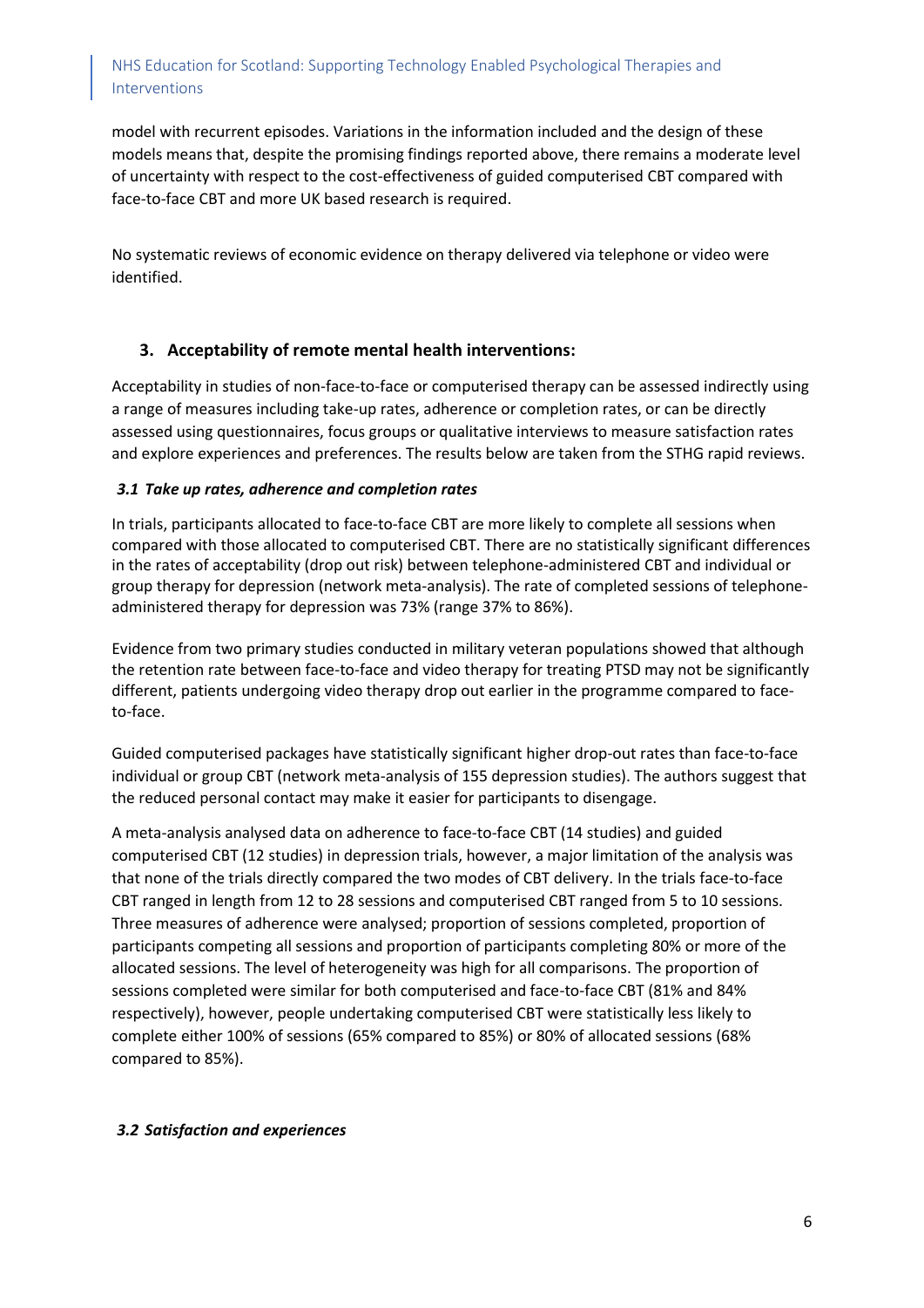model with recurrent episodes. Variations in the information included and the design of these models means that, despite the promising findings reported above, there remains a moderate level of uncertainty with respect to the cost-effectiveness of guided computerised CBT compared with face-to-face CBT and more UK based research is required.

No systematic reviews of economic evidence on therapy delivered via telephone or video were identified.

## 3. Acceptability of remote mental health interventions:

Acceptability in studies of non-face-to-face or computerised therapy can be assessed indirectly using a range of measures including take-up rates, adherence or completion rates, or can be directly assessed using questionnaires, focus groups or qualitative interviews to measure satisfaction rates and explore experiences and preferences. The results below are taken from the STHG rapid reviews.

### *3.1 Take up rates, adherence and completion rates*

In trials, participants allocated to face-to-face CBT are more likely to complete all sessions when compared with those allocated to computerised CBT. There are no statistically significant differences in the rates of acceptability (drop out risk) between telephone-administered CBT and individual or group therapy for depression (network meta-analysis). The rate of completed sessions of telephone-administered therapy for depression was 73% (range 37% to 86%).

Evidence from two primary studies conducted in military veteran populations showed that although the retention rate between face-to-face and video therapy for treating PTSD may not be significantly different, patients undergoing video therapy drop out earlier in the programme compared to face-to-face.

Guided computerised packages have statistically significant higher drop-out rates than face-to-face individual or group CBT (network meta-analysis of 155 depression studies). The authors suggest that the reduced personal contact may make it easier for participants to disengage.

A meta-analysis analysed data on adherence to face-to-face CBT (14 studies) and guided computerised CBT (12 studies) in depression trials, however, a major limitation of the analysis was that none of the trials directly compared the two modes of CBT delivery. In the trials face-to-face CBT ranged in length from 12 to 28 sessions and computerised CBT ranged from 5 to 10 sessions. Three measures of adherence were analysed; proportion of sessions completed, proportion of participants competing all sessions and proportion of participants completing 80% or more of the allocated sessions. The level of heterogeneity was high for all comparisons. The proportion of sessions completed were similar for both computerised and face-to-face CBT (81% and 84% respectively), however, people undertaking computerised CBT were statistically less likely to complete either 100% of sessions (65% compared to 85%) or 80% of allocated sessions (68% compared to 85%).

### *3.2 Satisfaction and experiences*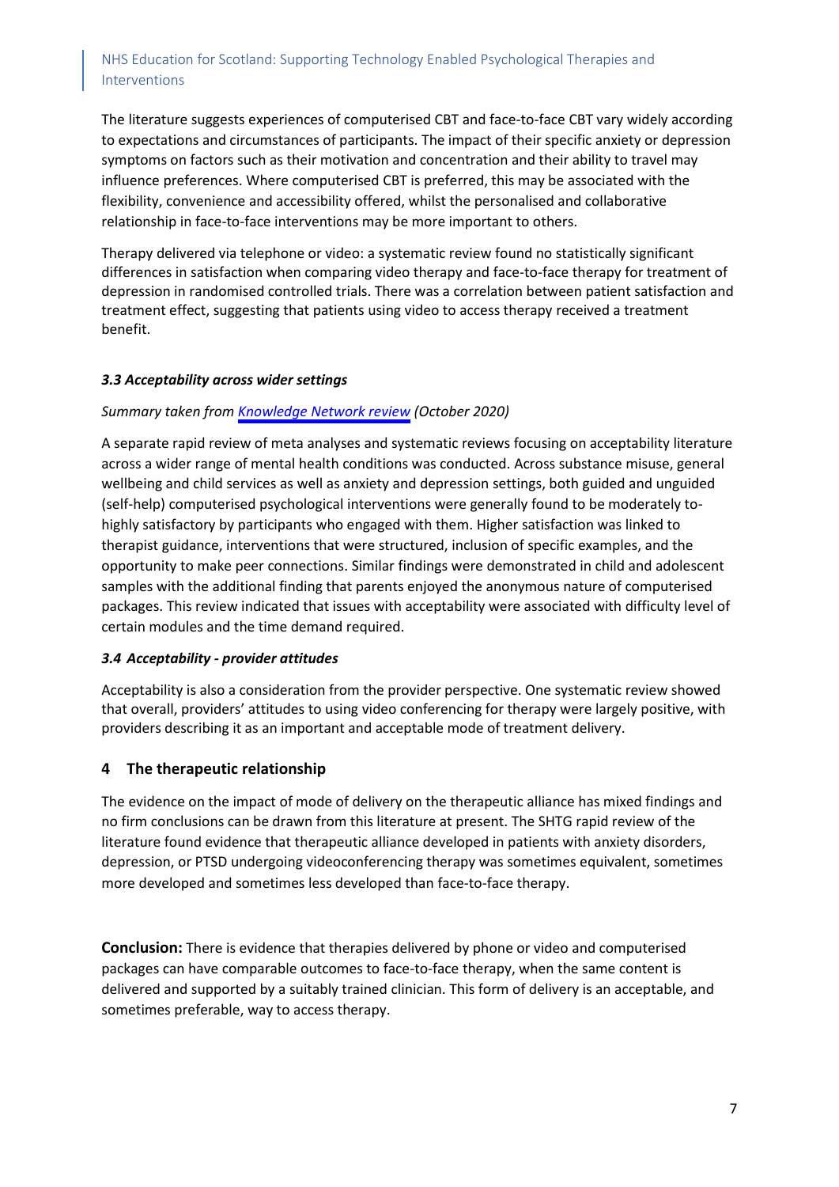The literature suggests experiences of computerised CBT and face-to-face CBT vary widely according to expectations and circumstances of participants. The impact of their specific anxiety or depression symptoms on factors such as their motivation and concentration and their ability to travel may influence preferences. Where computerised CBT is preferred, this may be associated with the flexibility, convenience and accessibility offered, whilst the personalised and collaborative relationship in face-to-face interventions may be more important to others.

Therapy delivered via telephone or video: a systematic review found no statistically significant differences in satisfaction when comparing video therapy and face-to-face therapy for treatment of depression in randomised controlled trials. There was a correlation between patient satisfaction and treatment effect, suggesting that patients using video to access therapy received a treatment benefit.

### *3.3 Acceptability across wider settings*

*Summary taken from [Knowledge Network review] (October 2020)*

A separate rapid review of meta analyses and systematic reviews focusing on acceptability literature across a wider range of mental health conditions was conducted. Across substance misuse, general wellbeing and child services as well as anxiety and depression settings, both guided and unguided (self-help) computerised psychological interventions were generally found to be moderately to-highly satisfactory by participants who engaged with them. Higher satisfaction was linked to therapist guidance, interventions that were structured, inclusion of specific examples, and the opportunity to make peer connections. Similar findings were demonstrated in child and adolescent samples with the additional finding that parents enjoyed the anonymous nature of computerised packages. This review indicated that issues with acceptability were associated with difficulty level of certain modules and the time demand required.

### *3.4 Acceptability - provider attitudes*

Acceptability is also a consideration from the provider perspective. One systematic review showed that overall, providers' attitudes to using video conferencing for therapy were largely positive, with providers describing it as an important and acceptable mode of treatment delivery.

## 4 The therapeutic relationship

The evidence on the impact of mode of delivery on the therapeutic alliance has mixed findings and no firm conclusions can be drawn from this literature at present. The SHTG rapid review of the literature found evidence that therapeutic alliance developed in patients with anxiety disorders, depression, or PTSD undergoing videoconferencing therapy was sometimes equivalent, sometimes more developed and sometimes less developed than face-to-face therapy.

**Conclusion:** There is evidence that therapies delivered by phone or video and computerised packages can have comparable outcomes to face-to-face therapy, when the same content is delivered and supported by a suitably trained clinician. This form of delivery is an acceptable, and sometimes preferable, way to access therapy.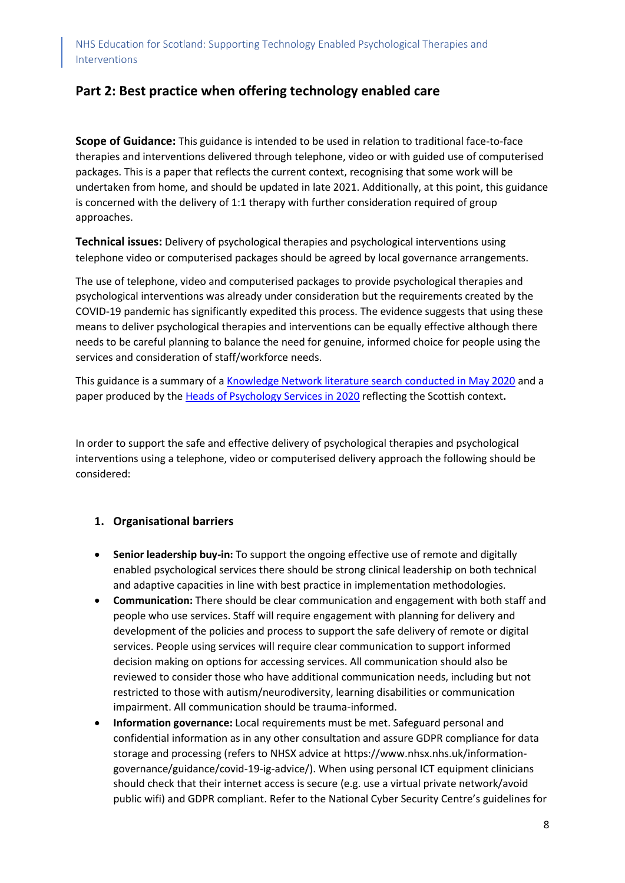## Part 2: Best practice when offering technology enabled care

**Scope of Guidance:** This guidance is intended to be used in relation to traditional face-to-face therapies and interventions delivered through telephone, video or with guided use of computerised packages. This is a paper that reflects the current context, recognising that some work will be undertaken from home, and should be updated in late 2021. Additionally, at this point, this guidance is concerned with the delivery of 1:1 therapy with further consideration required of group approaches.

**Technical issues:** Delivery of psychological therapies and psychological interventions using telephone video or computerised packages should be agreed by local governance arrangements.

The use of telephone, video and computerised packages to provide psychological therapies and psychological interventions was already under consideration but the requirements created by the COVID-19 pandemic has significantly expedited this process. The evidence suggests that using these means to deliver psychological therapies and interventions can be equally effective although there needs to be careful planning to balance the need for genuine, informed choice for people using the services and consideration of staff/workforce needs.

This guidance is a summary of a Knowledge Network literature search conducted in May 2020 and a paper produced by the Heads of Psychology Services in 2020 reflecting the Scottish context**.**

In order to support the safe and effective delivery of psychological therapies and psychological interventions using a telephone, video or computerised delivery approach the following should be considered:

1. **Organisational barriers**

- **Senior leadership buy-in:** To support the ongoing effective use of remote and digitally enabled psychological services there should be strong clinical leadership on both technical and adaptive capacities in line with best practice in implementation methodologies.
- **Communication:** There should be clear communication and engagement with both staff and people who use services. Staff will require engagement with planning for delivery and development of the policies and process to support the safe delivery of remote or digital services. People using services will require clear communication to support informed decision making on options for accessing services. All communication should also be reviewed to consider those who have additional communication needs, including but not restricted to those with autism/neurodiversity, learning disabilities or communication impairment. All communication should be trauma-informed.
- **Information governance:** Local requirements must be met. Safeguard personal and confidential information as in any other consultation and assure GDPR compliance for data storage and processing (refers to NHSX advice at https://www.nhsx.nhs.uk/information-governance/guidance/covid-19-ig-advice/). When using personal ICT equipment clinicians should check that their internet access is secure (e.g. use a virtual private network/avoid public wifi) and GDPR compliant. Refer to the National Cyber Security Centre's guidelines for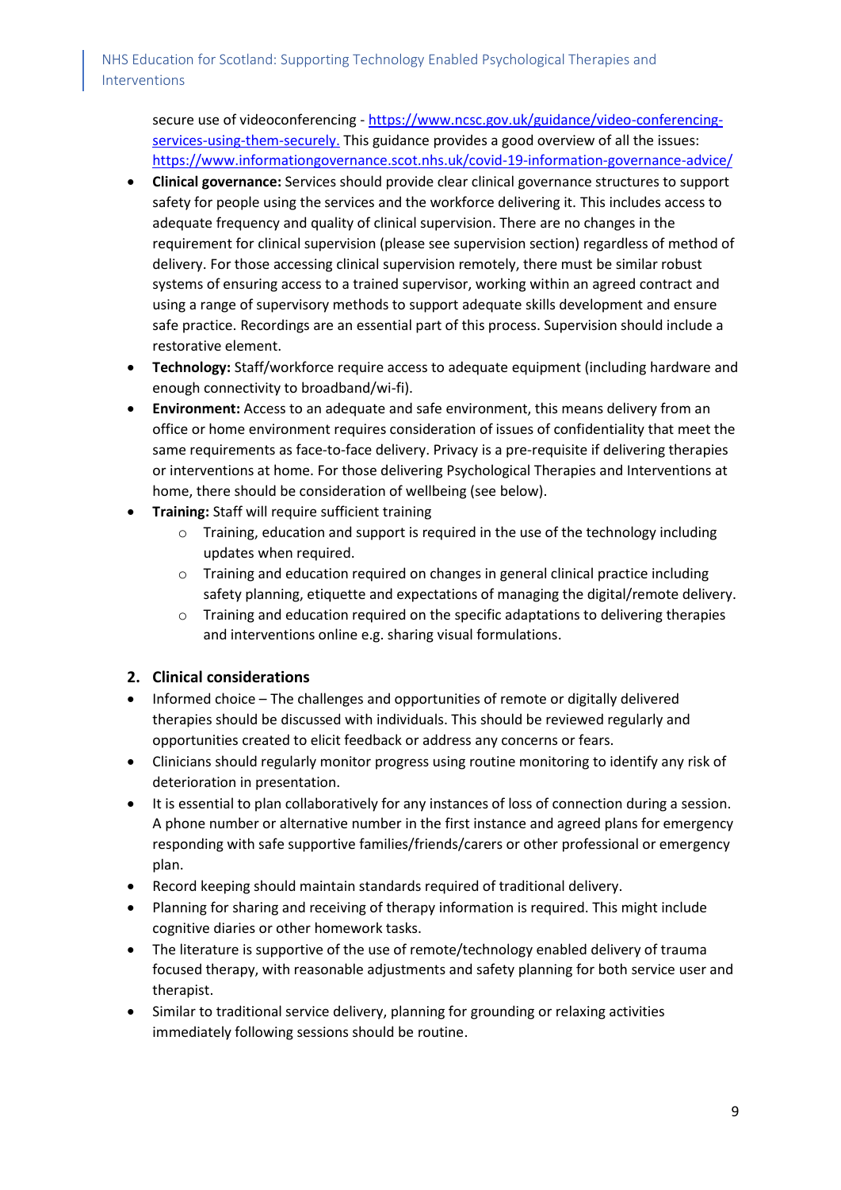secure use of videoconferencing - https://www.ncsc.gov.uk/guidance/video-conferencing-services-using-them-securely. This guidance provides a good overview of all the issues: https://www.informationgovernance.scot.nhs.uk/covid-19-information-governance-advice/

- **Clinical governance:** Services should provide clear clinical governance structures to support safety for people using the services and the workforce delivering it. This includes access to adequate frequency and quality of clinical supervision. There are no changes in the requirement for clinical supervision (please see supervision section) regardless of method of delivery. For those accessing clinical supervision remotely, there must be similar robust systems of ensuring access to a trained supervisor, working within an agreed contract and using a range of supervisory methods to support adequate skills development and ensure safe practice. Recordings are an essential part of this process. Supervision should include a restorative element.
- **Technology:** Staff/workforce require access to adequate equipment (including hardware and enough connectivity to broadband/wi-fi).
- **Environment:** Access to an adequate and safe environment, this means delivery from an office or home environment requires consideration of issues of confidentiality that meet the same requirements as face-to-face delivery. Privacy is a pre-requisite if delivering therapies or interventions at home. For those delivering Psychological Therapies and Interventions at home, there should be consideration of wellbeing (see below).
- **Training:** Staff will require sufficient training
  - Training, education and support is required in the use of the technology including updates when required.
  - Training and education required on changes in general clinical practice including safety planning, etiquette and expectations of managing the digital/remote delivery.
  - Training and education required on the specific adaptations to delivering therapies and interventions online e.g. sharing visual formulations.

## 2. Clinical considerations

- Informed choice – The challenges and opportunities of remote or digitally delivered therapies should be discussed with individuals. This should be reviewed regularly and opportunities created to elicit feedback or address any concerns or fears.
- Clinicians should regularly monitor progress using routine monitoring to identify any risk of deterioration in presentation.
- It is essential to plan collaboratively for any instances of loss of connection during a session. A phone number or alternative number in the first instance and agreed plans for emergency responding with safe supportive families/friends/carers or other professional or emergency plan.
- Record keeping should maintain standards required of traditional delivery.
- Planning for sharing and receiving of therapy information is required. This might include cognitive diaries or other homework tasks.
- The literature is supportive of the use of remote/technology enabled delivery of trauma focused therapy, with reasonable adjustments and safety planning for both service user and therapist.
- Similar to traditional service delivery, planning for grounding or relaxing activities immediately following sessions should be routine.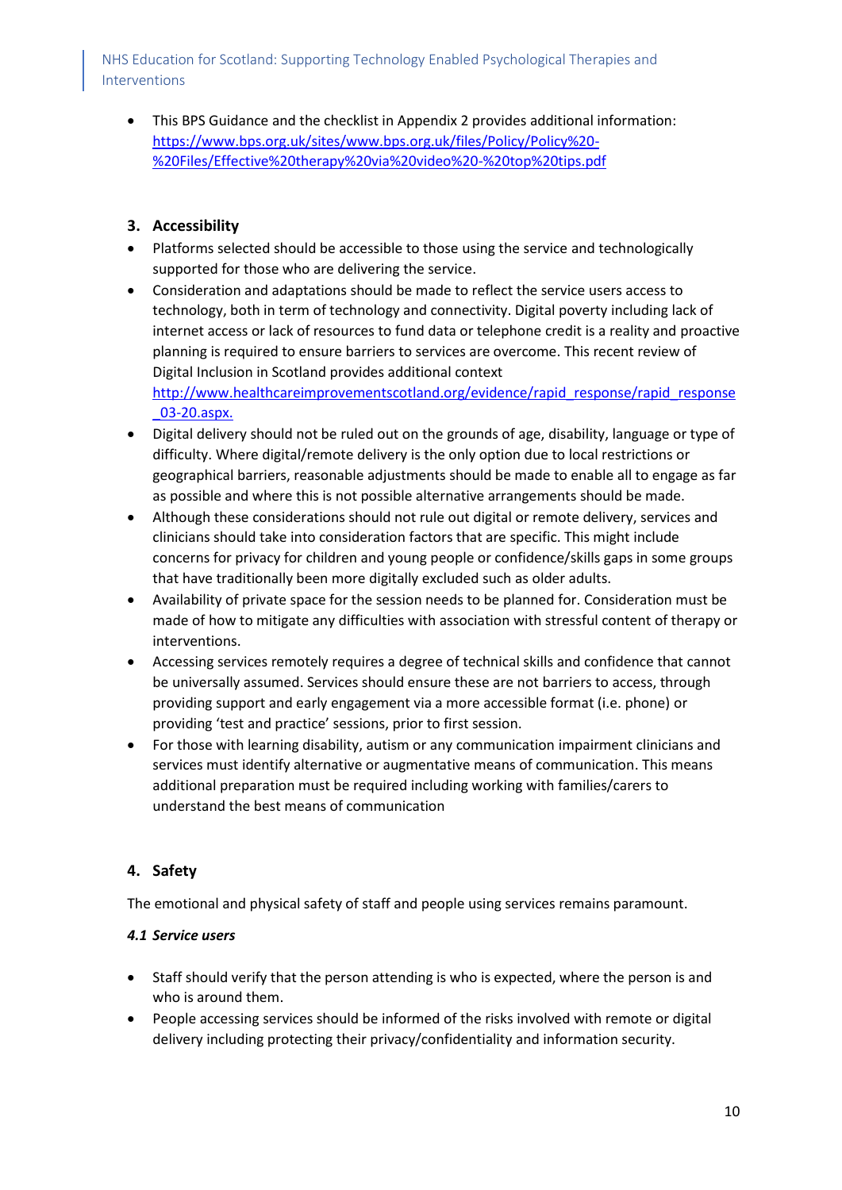- This BPS Guidance and the checklist in Appendix 2 provides additional information: [https://www.bps.org.uk/sites/www.bps.org.uk/files/Policy/Policy%20-%20Files/Effective%20therapy%20via%20video%20-%20top%20tips.pdf](https://www.bps.org.uk/sites/www.bps.org.uk/files/Policy/Policy%20-%20Files/Effective%20therapy%20via%20video%20-%20top%20tips.pdf)

## 3. Accessibility

- Platforms selected should be accessible to those using the service and technologically supported for those who are delivering the service.
- Consideration and adaptations should be made to reflect the service users access to technology, both in term of technology and connectivity. Digital poverty including lack of internet access or lack of resources to fund data or telephone credit is a reality and proactive planning is required to ensure barriers to services are overcome. This recent review of Digital Inclusion in Scotland provides additional context [http://www.healthcareimprovementscotland.org/evidence/rapid_response/rapid_response_03-20.aspx.](http://www.healthcareimprovementscotland.org/evidence/rapid_response/rapid_response_03-20.aspx)
- Digital delivery should not be ruled out on the grounds of age, disability, language or type of difficulty. Where digital/remote delivery is the only option due to local restrictions or geographical barriers, reasonable adjustments should be made to enable all to engage as far as possible and where this is not possible alternative arrangements should be made.
- Although these considerations should not rule out digital or remote delivery, services and clinicians should take into consideration factors that are specific. This might include concerns for privacy for children and young people or confidence/skills gaps in some groups that have traditionally been more digitally excluded such as older adults.
- Availability of private space for the session needs to be planned for. Consideration must be made of how to mitigate any difficulties with association with stressful content of therapy or interventions.
- Accessing services remotely requires a degree of technical skills and confidence that cannot be universally assumed. Services should ensure these are not barriers to access, through providing support and early engagement via a more accessible format (i.e. phone) or providing 'test and practice' sessions, prior to first session.
- For those with learning disability, autism or any communication impairment clinicians and services must identify alternative or augmentative means of communication. This means additional preparation must be required including working with families/carers to understand the best means of communication

## 4. Safety

The emotional and physical safety of staff and people using services remains paramount.

### *4.1 Service users*

- Staff should verify that the person attending is who is expected, where the person is and who is around them.
- People accessing services should be informed of the risks involved with remote or digital delivery including protecting their privacy/confidentiality and information security.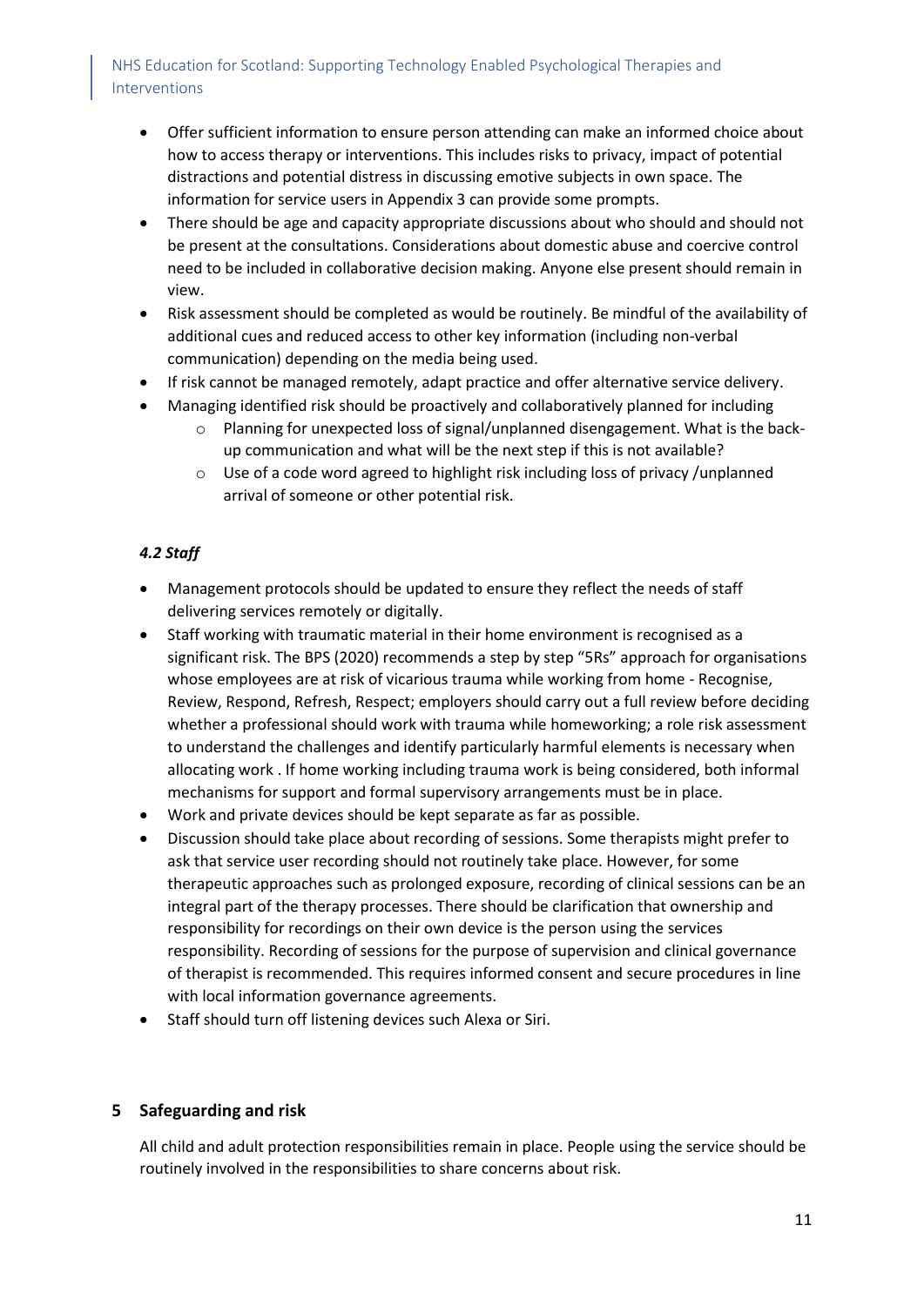- Offer sufficient information to ensure person attending can make an informed choice about how to access therapy or interventions. This includes risks to privacy, impact of potential distractions and potential distress in discussing emotive subjects in own space. The information for service users in Appendix 3 can provide some prompts.
- There should be age and capacity appropriate discussions about who should and should not be present at the consultations. Considerations about domestic abuse and coercive control need to be included in collaborative decision making. Anyone else present should remain in view.
- Risk assessment should be completed as would be routinely. Be mindful of the availability of additional cues and reduced access to other key information (including non-verbal communication) depending on the media being used.
- If risk cannot be managed remotely, adapt practice and offer alternative service delivery.
- Managing identified risk should be proactively and collaboratively planned for including
  - Planning for unexpected loss of signal/unplanned disengagement. What is the back-up communication and what will be the next step if this is not available?
  - Use of a code word agreed to highlight risk including loss of privacy /unplanned arrival of someone or other potential risk.

### *4.2 Staff*

- Management protocols should be updated to ensure they reflect the needs of staff delivering services remotely or digitally.
- Staff working with traumatic material in their home environment is recognised as a significant risk. The BPS (2020) recommends a step by step "5Rs" approach for organisations whose employees are at risk of vicarious trauma while working from home - Recognise, Review, Respond, Refresh, Respect; employers should carry out a full review before deciding whether a professional should work with trauma while homeworking; a role risk assessment to understand the challenges and identify particularly harmful elements is necessary when allocating work . If home working including trauma work is being considered, both informal mechanisms for support and formal supervisory arrangements must be in place.
- Work and private devices should be kept separate as far as possible.
- Discussion should take place about recording of sessions. Some therapists might prefer to ask that service user recording should not routinely take place. However, for some therapeutic approaches such as prolonged exposure, recording of clinical sessions can be an integral part of the therapy processes. There should be clarification that ownership and responsibility for recordings on their own device is the person using the services responsibility. Recording of sessions for the purpose of supervision and clinical governance of therapist is recommended. This requires informed consent and secure procedures in line with local information governance agreements.
- Staff should turn off listening devices such Alexa or Siri.

## 5 Safeguarding and risk

All child and adult protection responsibilities remain in place. People using the service should be routinely involved in the responsibilities to share concerns about risk.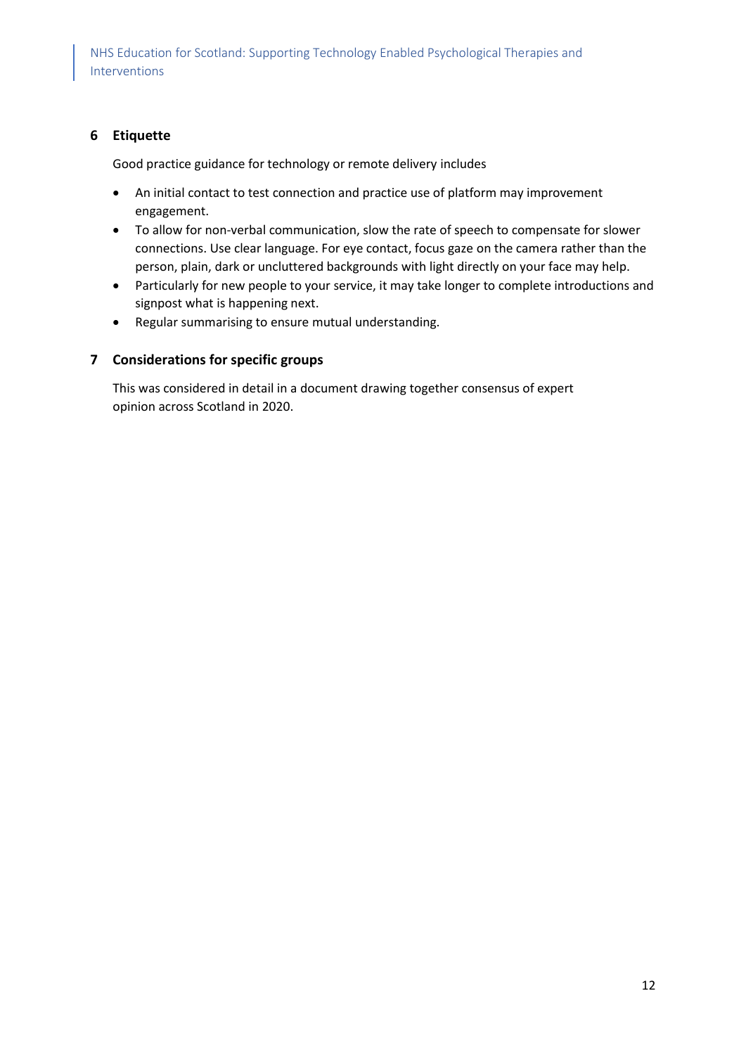## 6 Etiquette

Good practice guidance for technology or remote delivery includes

- An initial contact to test connection and practice use of platform may improvement engagement.
- To allow for non-verbal communication, slow the rate of speech to compensate for slower connections. Use clear language. For eye contact, focus gaze on the camera rather than the person, plain, dark or uncluttered backgrounds with light directly on your face may help.
- Particularly for new people to your service, it may take longer to complete introductions and signpost what is happening next.
- Regular summarising to ensure mutual understanding.

## 7 Considerations for specific groups

This was considered in detail in a document drawing together consensus of expert opinion across Scotland in 2020.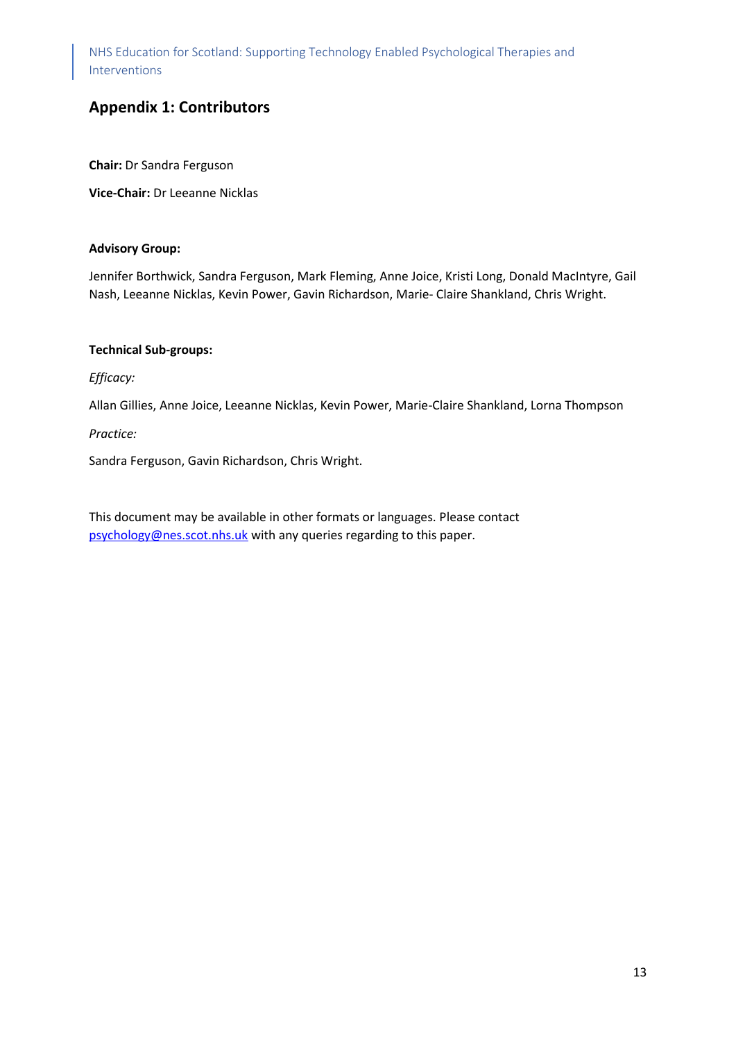## Appendix 1: Contributors

**Chair:** Dr Sandra Ferguson

**Vice-Chair:** Dr Leeanne Nicklas

**Advisory Group:**

Jennifer Borthwick, Sandra Ferguson, Mark Fleming, Anne Joice, Kristi Long, Donald MacIntyre, Gail Nash, Leeanne Nicklas, Kevin Power, Gavin Richardson, Marie- Claire Shankland, Chris Wright.

**Technical Sub-groups:**

*Efficacy:*

Allan Gillies, Anne Joice, Leeanne Nicklas, Kevin Power, Marie-Claire Shankland, Lorna Thompson

*Practice:*

Sandra Ferguson, Gavin Richardson, Chris Wright.

This document may be available in other formats or languages. Please contact [psychology@nes.scot.nhs.uk](mailto:psychology@nes.scot.nhs.uk) with any queries regarding to this paper.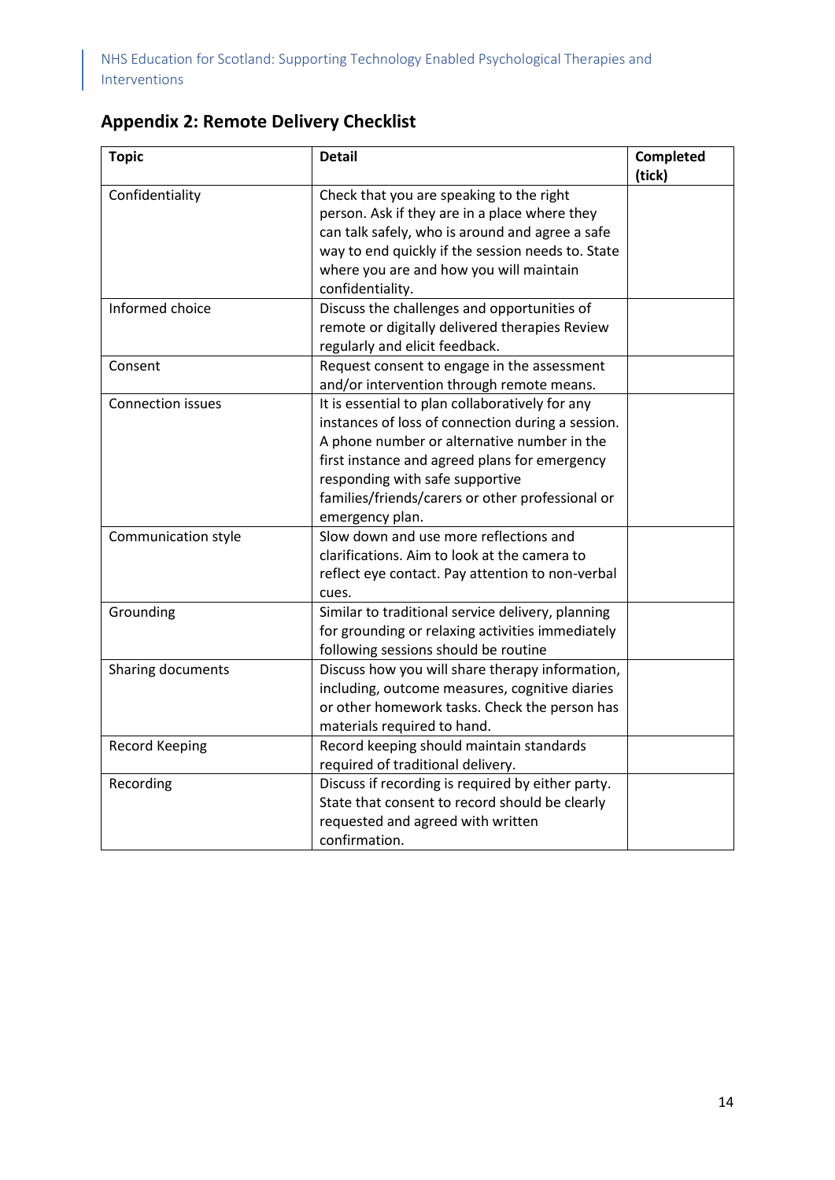## Appendix 2: Remote Delivery Checklist

| Topic | Detail | Completed (tick) |
|---|---|---|
| Confidentiality | Check that you are speaking to the right person. Ask if they are in a place where they can talk safely, who is around and agree a safe way to end quickly if the session needs to. State where you are and how you will maintain confidentiality. | |
| Informed choice | Discuss the challenges and opportunities of remote or digitally delivered therapies Review regularly and elicit feedback. | |
| Consent | Request consent to engage in the assessment and/or intervention through remote means. | |
| Connection issues | It is essential to plan collaboratively for any instances of loss of connection during a session. A phone number or alternative number in the first instance and agreed plans for emergency responding with safe supportive families/friends/carers or other professional or emergency plan. | |
| Communication style | Slow down and use more reflections and clarifications. Aim to look at the camera to reflect eye contact. Pay attention to non-verbal cues. | |
| Grounding | Similar to traditional service delivery, planning for grounding or relaxing activities immediately following sessions should be routine | |
| Sharing documents | Discuss how you will share therapy information, including, outcome measures, cognitive diaries or other homework tasks. Check the person has materials required to hand. | |
| Record Keeping | Record keeping should maintain standards required of traditional delivery. | |
| Recording | Discuss if recording is required by either party. State that consent to record should be clearly requested and agreed with written confirmation. | |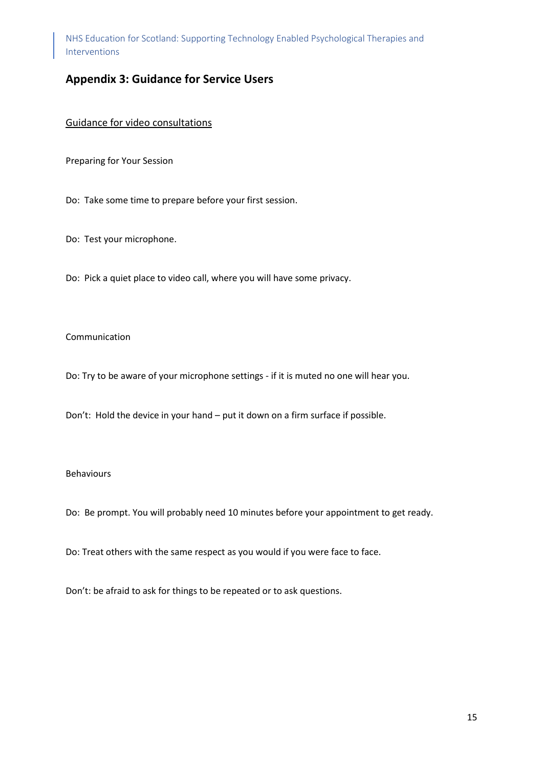## Appendix 3: Guidance for Service Users

Guidance for video consultations

Preparing for Your Session

Do: Take some time to prepare before your first session.

Do: Test your microphone.

Do: Pick a quiet place to video call, where you will have some privacy.

Communication

Do: Try to be aware of your microphone settings - if it is muted no one will hear you.

Don't: Hold the device in your hand – put it down on a firm surface if possible.

Behaviours

Do: Be prompt. You will probably need 10 minutes before your appointment to get ready.

Do: Treat others with the same respect as you would if you were face to face.

Don't: be afraid to ask for things to be repeated or to ask questions.